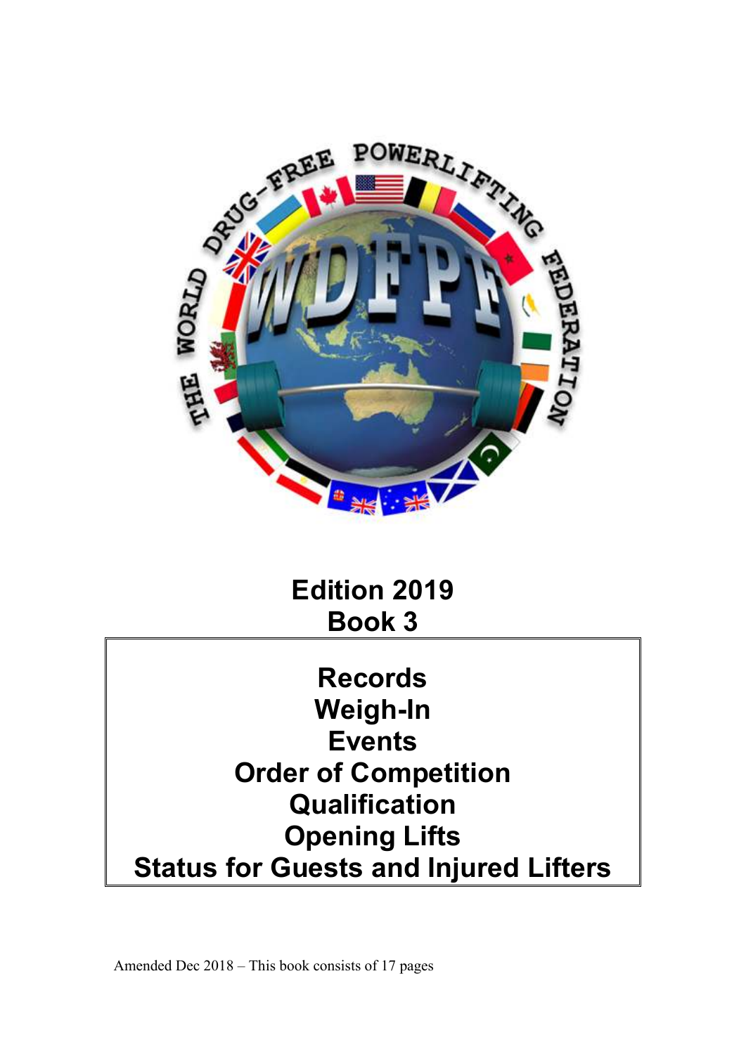# Edition 2019
# Book 3

**Records**
**Weigh-In**
**Events**
**Order of Competition**
**Qualification**
**Opening Lifts**
**Status for Guests and Injured Lifters**

Amended Dec 2018 – This book consists of 17 pages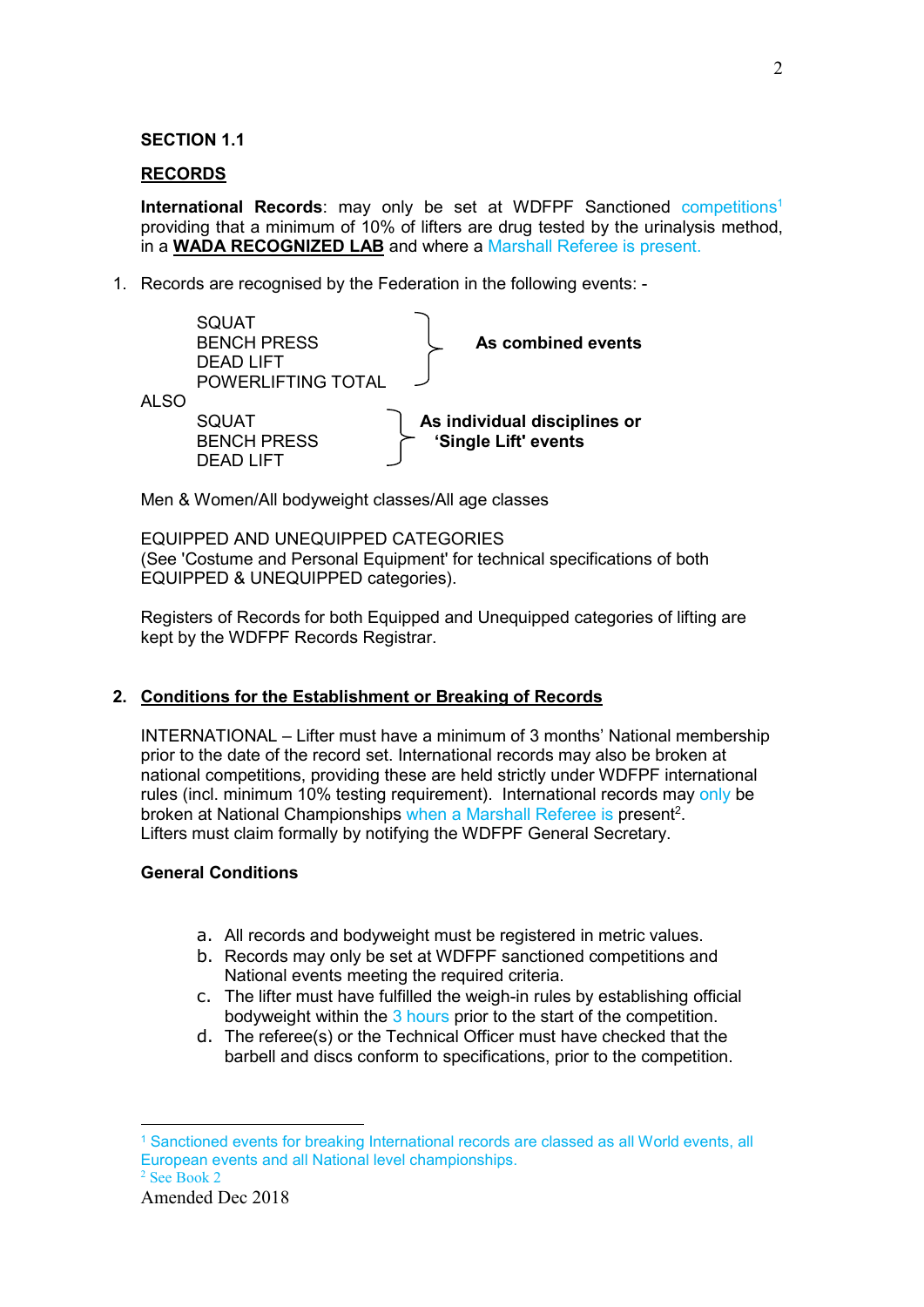**SECTION 1.1**

**RECORDS**

**International Records**: may only be set at WDFPF Sanctioned competitions[1] providing that a minimum of 10% of lifters are drug tested by the urinalysis method, in a **WADA RECOGNIZED LAB** and where a Marshall Referee is present.

1. Records are recognised by the Federation in the following events: -

   SQUAT
   BENCH PRESS
   DEAD LIFT
   POWERLIFTING TOTAL
   } **As combined events**

   ALSO

   SQUAT
   BENCH PRESS
   DEAD LIFT
   } **As individual disciplines or 'Single Lift' events**

   Men & Women/All bodyweight classes/All age classes

   EQUIPPED AND UNEQUIPPED CATEGORIES
   (See 'Costume and Personal Equipment' for technical specifications of both EQUIPPED & UNEQUIPPED categories).

   Registers of Records for both Equipped and Unequipped categories of lifting are kept by the WDFPF Records Registrar.

2. **Conditions for the Establishment or Breaking of Records**

   INTERNATIONAL – Lifter must have a minimum of 3 months' National membership prior to the date of the record set. International records may also be broken at national competitions, providing these are held strictly under WDFPF international rules (incl. minimum 10% testing requirement). International records may only be broken at National Championships when a Marshall Referee is present[2]. Lifters must claim formally by notifying the WDFPF General Secretary.

   **General Conditions**

   a. All records and bodyweight must be registered in metric values.
   b. Records may only be set at WDFPF sanctioned competitions and National events meeting the required criteria.
   c. The lifter must have fulfilled the weigh-in rules by establishing official bodyweight within the 3 hours prior to the start of the competition.
   d. The referee(s) or the Technical Officer must have checked that the barbell and discs conform to specifications, prior to the competition.

---

[1] Sanctioned events for breaking International records are classed as all World events, all European events and all National level championships.

[2] See Book 2

Amended Dec 2018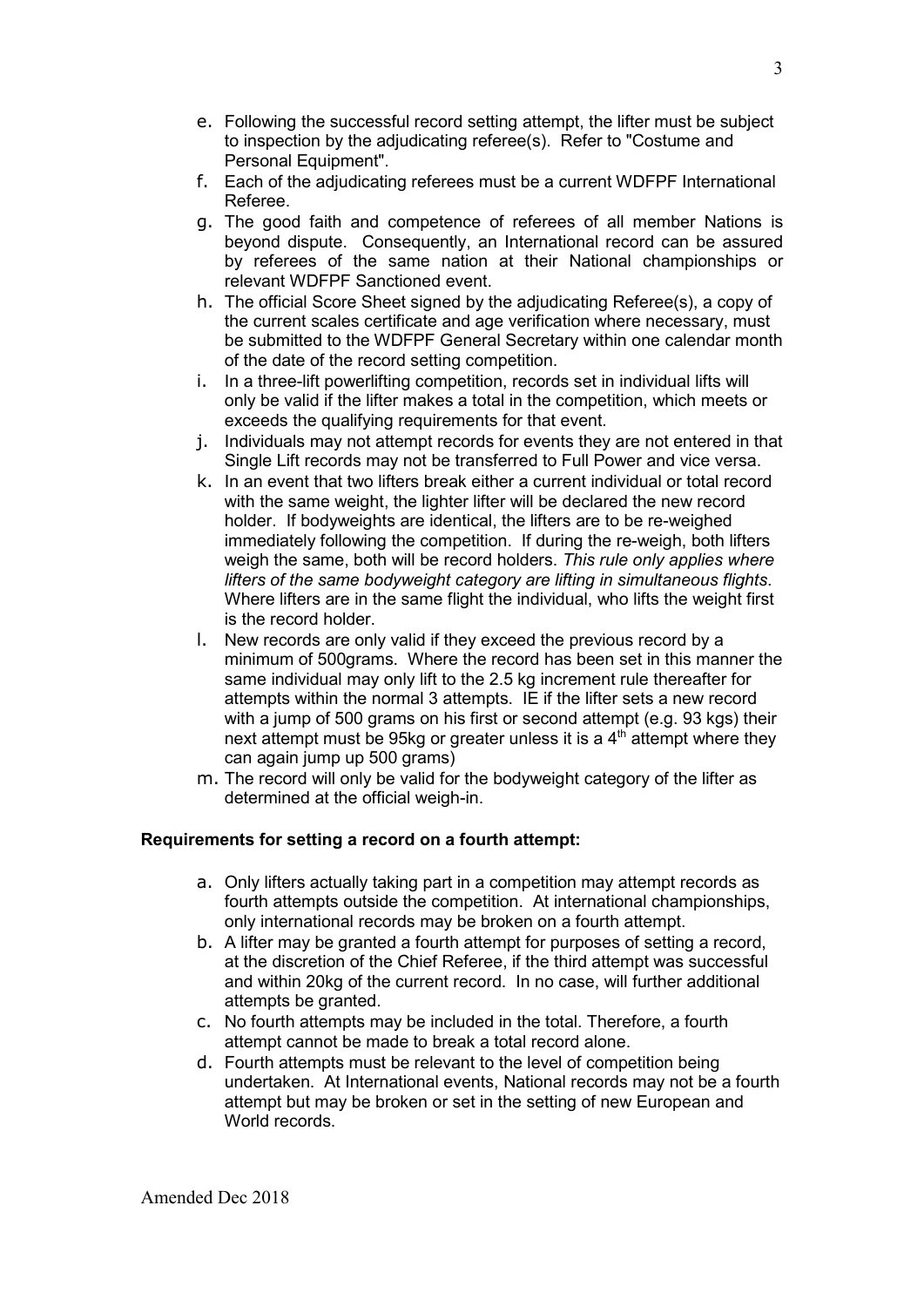e. Following the successful record setting attempt, the lifter must be subject to inspection by the adjudicating referee(s). Refer to "Costume and Personal Equipment".
f. Each of the adjudicating referees must be a current WDFPF International Referee.
g. The good faith and competence of referees of all member Nations is beyond dispute. Consequently, an International record can be assured by referees of the same nation at their National championships or relevant WDFPF Sanctioned event.
h. The official Score Sheet signed by the adjudicating Referee(s), a copy of the current scales certificate and age verification where necessary, must be submitted to the WDFPF General Secretary within one calendar month of the date of the record setting competition.
i. In a three-lift powerlifting competition, records set in individual lifts will only be valid if the lifter makes a total in the competition, which meets or exceeds the qualifying requirements for that event.
j. Individuals may not attempt records for events they are not entered in that Single Lift records may not be transferred to Full Power and vice versa.
k. In an event that two lifters break either a current individual or total record with the same weight, the lighter lifter will be declared the new record holder. If bodyweights are identical, the lifters are to be re-weighed immediately following the competition. If during the re-weigh, both lifters weigh the same, both will be record holders. *This rule only applies where lifters of the same bodyweight category are lifting in simultaneous flights*. Where lifters are in the same flight the individual, who lifts the weight first is the record holder.
l. New records are only valid if they exceed the previous record by a minimum of 500grams. Where the record has been set in this manner the same individual may only lift to the 2.5 kg increment rule thereafter for attempts within the normal 3 attempts. IE if the lifter sets a new record with a jump of 500 grams on his first or second attempt (e.g. 93 kgs) their next attempt must be 95kg or greater unless it is a 4th attempt where they can again jump up 500 grams)
m. The record will only be valid for the bodyweight category of the lifter as determined at the official weigh-in.

**Requirements for setting a record on a fourth attempt:**

a. Only lifters actually taking part in a competition may attempt records as fourth attempts outside the competition. At international championships, only international records may be broken on a fourth attempt.
b. A lifter may be granted a fourth attempt for purposes of setting a record, at the discretion of the Chief Referee, if the third attempt was successful and within 20kg of the current record. In no case, will further additional attempts be granted.
c. No fourth attempts may be included in the total. Therefore, a fourth attempt cannot be made to break a total record alone.
d. Fourth attempts must be relevant to the level of competition being undertaken. At International events, National records may not be a fourth attempt but may be broken or set in the setting of new European and World records.

Amended Dec 2018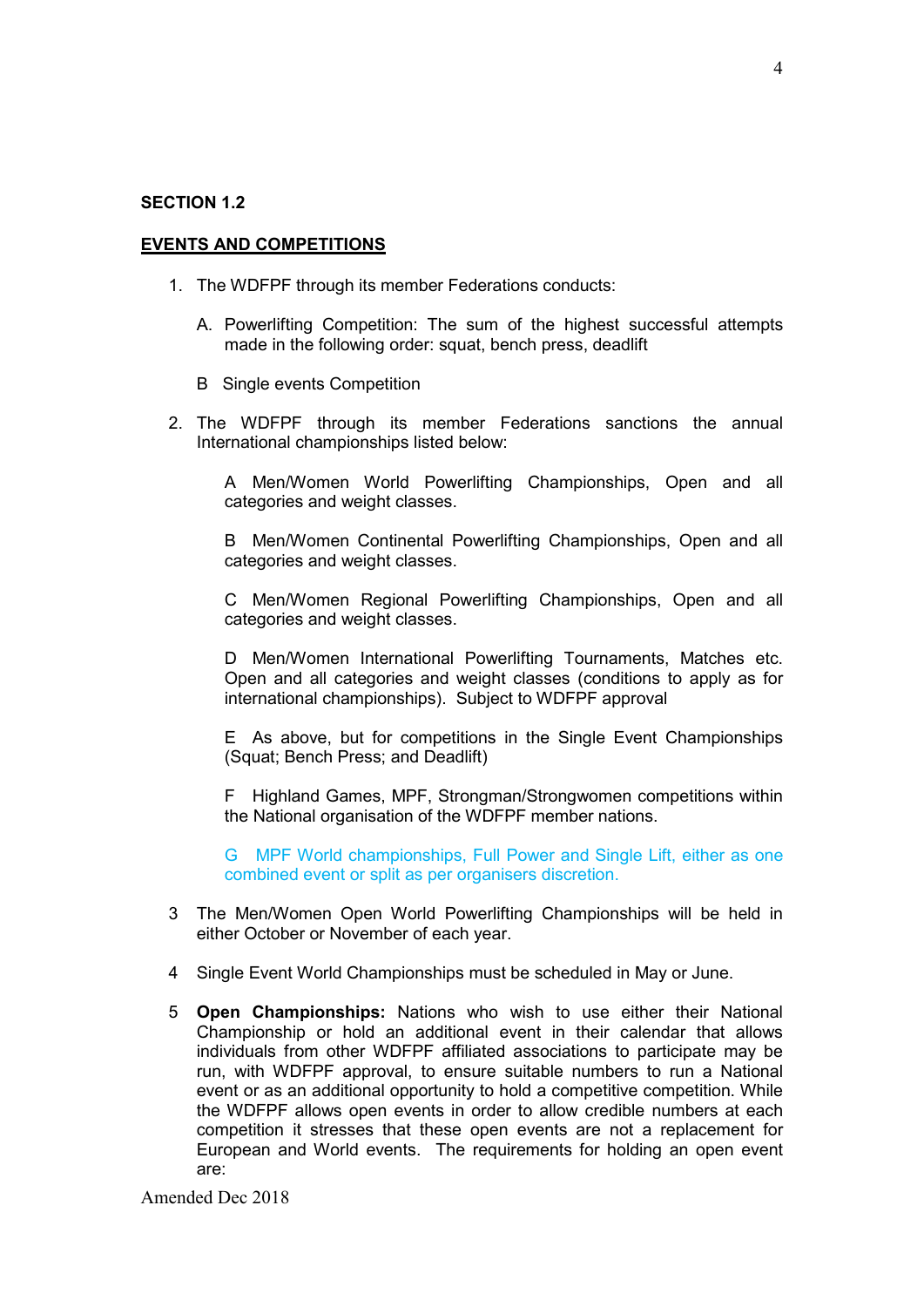**SECTION 1.2**

**EVENTS AND COMPETITIONS**

1. The WDFPF through its member Federations conducts:

   A. Powerlifting Competition: The sum of the highest successful attempts made in the following order: squat, bench press, deadlift

   B Single events Competition

2. The WDFPF through its member Federations sanctions the annual International championships listed below:

   A Men/Women World Powerlifting Championships, Open and all categories and weight classes.

   B Men/Women Continental Powerlifting Championships, Open and all categories and weight classes.

   C Men/Women Regional Powerlifting Championships, Open and all categories and weight classes.

   D Men/Women International Powerlifting Tournaments, Matches etc. Open and all categories and weight classes (conditions to apply as for international championships). Subject to WDFPF approval

   E As above, but for competitions in the Single Event Championships (Squat; Bench Press; and Deadlift)

   F Highland Games, MPF, Strongman/Strongwomen competitions within the National organisation of the WDFPF member nations.

   G MPF World championships, Full Power and Single Lift, either as one combined event or split as per organisers discretion.

3 The Men/Women Open World Powerlifting Championships will be held in either October or November of each year.

4 Single Event World Championships must be scheduled in May or June.

5 **Open Championships:** Nations who wish to use either their National Championship or hold an additional event in their calendar that allows individuals from other WDFPF affiliated associations to participate may be run, with WDFPF approval, to ensure suitable numbers to run a National event or as an additional opportunity to hold a competitive competition. While the WDFPF allows open events in order to allow credible numbers at each competition it stresses that these open events are not a replacement for European and World events. The requirements for holding an open event are:

Amended Dec 2018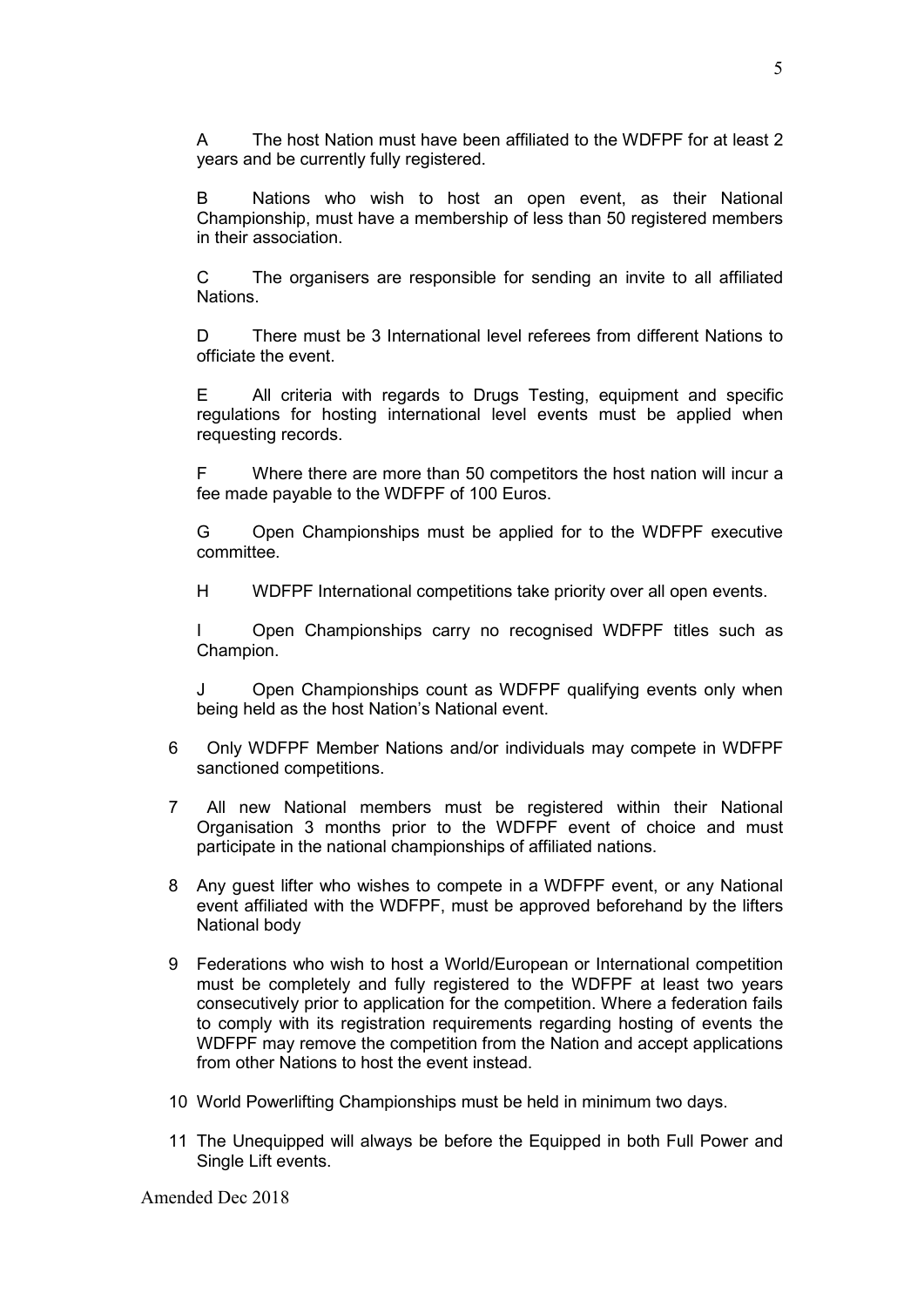A The host Nation must have been affiliated to the WDFPF for at least 2 years and be currently fully registered.

B Nations who wish to host an open event, as their National Championship, must have a membership of less than 50 registered members in their association.

C The organisers are responsible for sending an invite to all affiliated Nations.

D There must be 3 International level referees from different Nations to officiate the event.

E All criteria with regards to Drugs Testing, equipment and specific regulations for hosting international level events must be applied when requesting records.

F Where there are more than 50 competitors the host nation will incur a fee made payable to the WDFPF of 100 Euros.

G Open Championships must be applied for to the WDFPF executive committee.

H WDFPF International competitions take priority over all open events.

I Open Championships carry no recognised WDFPF titles such as Champion.

J Open Championships count as WDFPF qualifying events only when being held as the host Nation's National event.

6 Only WDFPF Member Nations and/or individuals may compete in WDFPF sanctioned competitions.

7 All new National members must be registered within their National Organisation 3 months prior to the WDFPF event of choice and must participate in the national championships of affiliated nations.

8 Any guest lifter who wishes to compete in a WDFPF event, or any National event affiliated with the WDFPF, must be approved beforehand by the lifters National body

9 Federations who wish to host a World/European or International competition must be completely and fully registered to the WDFPF at least two years consecutively prior to application for the competition. Where a federation fails to comply with its registration requirements regarding hosting of events the WDFPF may remove the competition from the Nation and accept applications from other Nations to host the event instead.

10 World Powerlifting Championships must be held in minimum two days.

11 The Unequipped will always be before the Equipped in both Full Power and Single Lift events.

Amended Dec 2018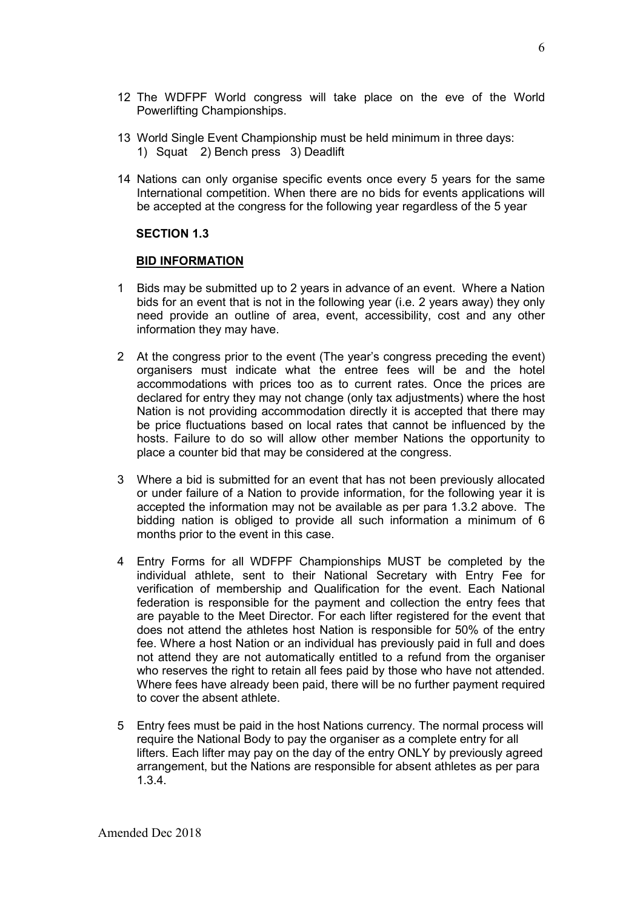12 The WDFPF World congress will take place on the eve of the World Powerlifting Championships.

13 World Single Event Championship must be held minimum in three days:
   1) Squat 2) Bench press 3) Deadlift

14 Nations can only organise specific events once every 5 years for the same International competition. When there are no bids for events applications will be accepted at the congress for the following year regardless of the 5 year

## SECTION 1.3

### BID INFORMATION

1 Bids may be submitted up to 2 years in advance of an event. Where a Nation bids for an event that is not in the following year (i.e. 2 years away) they only need provide an outline of area, event, accessibility, cost and any other information they may have.

2 At the congress prior to the event (The year's congress preceding the event) organisers must indicate what the entree fees will be and the hotel accommodations with prices too as to current rates. Once the prices are declared for entry they may not change (only tax adjustments) where the host Nation is not providing accommodation directly it is accepted that there may be price fluctuations based on local rates that cannot be influenced by the hosts. Failure to do so will allow other member Nations the opportunity to place a counter bid that may be considered at the congress.

3 Where a bid is submitted for an event that has not been previously allocated or under failure of a Nation to provide information, for the following year it is accepted the information may not be available as per para 1.3.2 above. The bidding nation is obliged to provide all such information a minimum of 6 months prior to the event in this case.

4 Entry Forms for all WDFPF Championships MUST be completed by the individual athlete, sent to their National Secretary with Entry Fee for verification of membership and Qualification for the event. Each National federation is responsible for the payment and collection the entry fees that are payable to the Meet Director. For each lifter registered for the event that does not attend the athletes host Nation is responsible for 50% of the entry fee. Where a host Nation or an individual has previously paid in full and does not attend they are not automatically entitled to a refund from the organiser who reserves the right to retain all fees paid by those who have not attended. Where fees have already been paid, there will be no further payment required to cover the absent athlete.

5 Entry fees must be paid in the host Nations currency. The normal process will require the National Body to pay the organiser as a complete entry for all lifters. Each lifter may pay on the day of the entry ONLY by previously agreed arrangement, but the Nations are responsible for absent athletes as per para 1.3.4.

Amended Dec 2018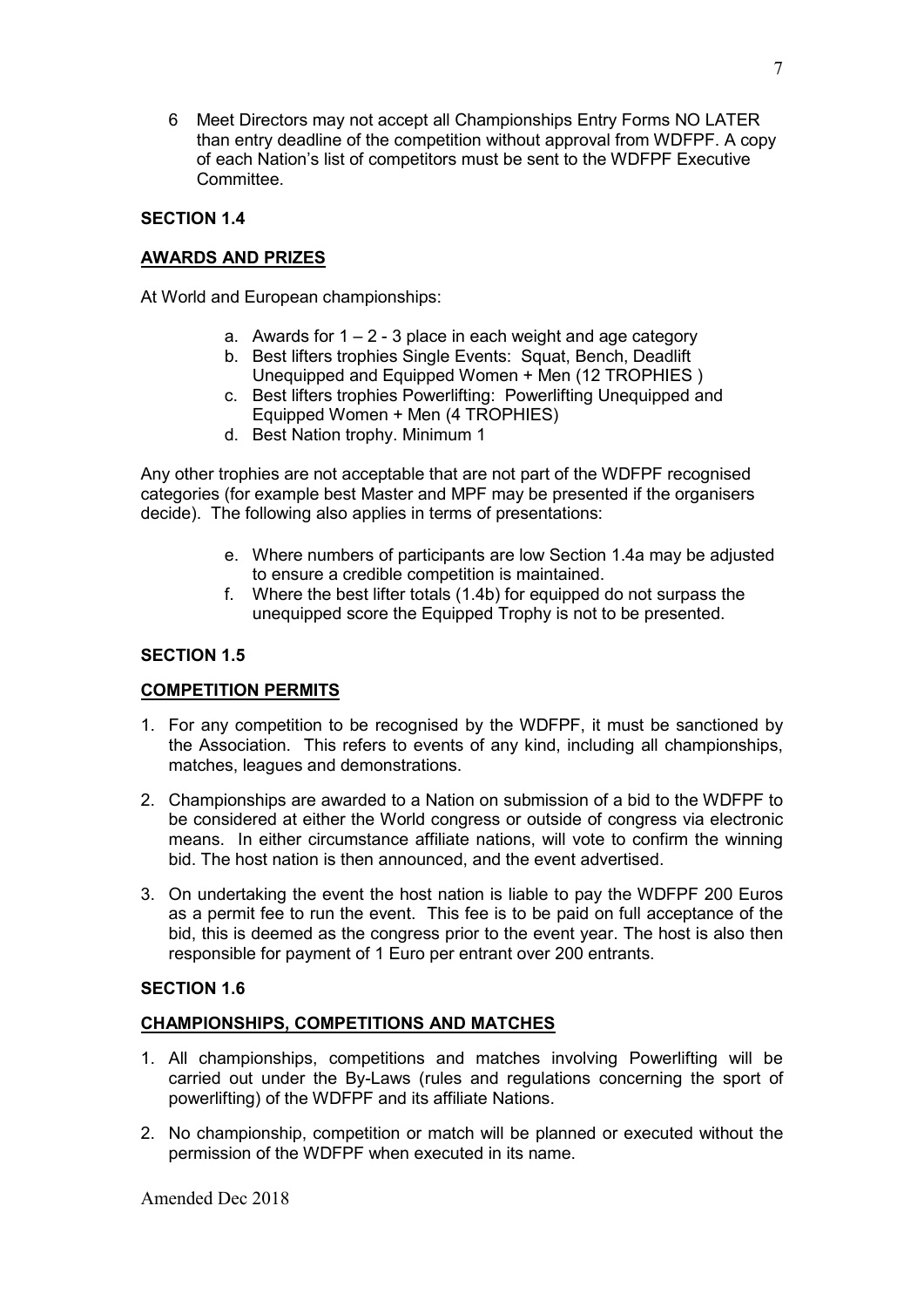6 Meet Directors may not accept all Championships Entry Forms NO LATER than entry deadline of the competition without approval from WDFPF. A copy of each Nation's list of competitors must be sent to the WDFPF Executive Committee.

**SECTION 1.4**

**AWARDS AND PRIZES**

At World and European championships:

a. Awards for 1 – 2 - 3 place in each weight and age category
b. Best lifters trophies Single Events: Squat, Bench, Deadlift Unequipped and Equipped Women + Men (12 TROPHIES )
c. Best lifters trophies Powerlifting: Powerlifting Unequipped and Equipped Women + Men (4 TROPHIES)
d. Best Nation trophy. Minimum 1

Any other trophies are not acceptable that are not part of the WDFPF recognised categories (for example best Master and MPF may be presented if the organisers decide). The following also applies in terms of presentations:

e. Where numbers of participants are low Section 1.4a may be adjusted to ensure a credible competition is maintained.
f. Where the best lifter totals (1.4b) for equipped do not surpass the unequipped score the Equipped Trophy is not to be presented.

**SECTION 1.5**

**COMPETITION PERMITS**

1. For any competition to be recognised by the WDFPF, it must be sanctioned by the Association. This refers to events of any kind, including all championships, matches, leagues and demonstrations.

2. Championships are awarded to a Nation on submission of a bid to the WDFPF to be considered at either the World congress or outside of congress via electronic means. In either circumstance affiliate nations, will vote to confirm the winning bid. The host nation is then announced, and the event advertised.

3. On undertaking the event the host nation is liable to pay the WDFPF 200 Euros as a permit fee to run the event. This fee is to be paid on full acceptance of the bid, this is deemed as the congress prior to the event year. The host is also then responsible for payment of 1 Euro per entrant over 200 entrants.

**SECTION 1.6**

**CHAMPIONSHIPS, COMPETITIONS AND MATCHES**

1. All championships, competitions and matches involving Powerlifting will be carried out under the By-Laws (rules and regulations concerning the sport of powerlifting) of the WDFPF and its affiliate Nations.

2. No championship, competition or match will be planned or executed without the permission of the WDFPF when executed in its name.

Amended Dec 2018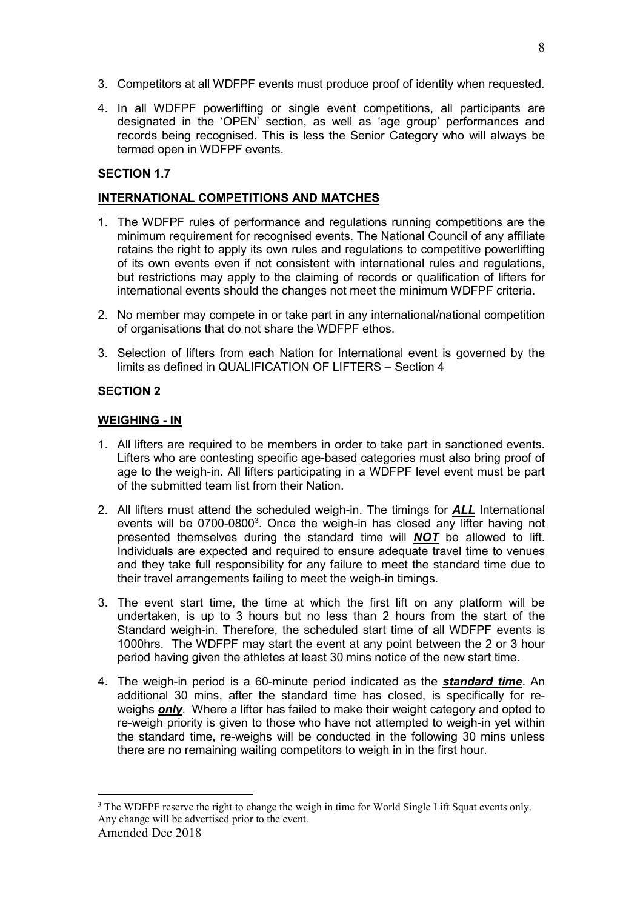3. Competitors at all WDFPF events must produce proof of identity when requested.

4. In all WDFPF powerlifting or single event competitions, all participants are designated in the 'OPEN' section, as well as 'age group' performances and records being recognised. This is less the Senior Category who will always be termed open in WDFPF events.

**SECTION 1.7**

**INTERNATIONAL COMPETITIONS AND MATCHES**

1. The WDFPF rules of performance and regulations running competitions are the minimum requirement for recognised events. The National Council of any affiliate retains the right to apply its own rules and regulations to competitive powerlifting of its own events even if not consistent with international rules and regulations, but restrictions may apply to the claiming of records or qualification of lifters for international events should the changes not meet the minimum WDFPF criteria.

2. No member may compete in or take part in any international/national competition of organisations that do not share the WDFPF ethos.

3. Selection of lifters from each Nation for International event is governed by the limits as defined in QUALIFICATION OF LIFTERS – Section 4

**SECTION 2**

**WEIGHING - IN**

1. All lifters are required to be members in order to take part in sanctioned events. Lifters who are contesting specific age-based categories must also bring proof of age to the weigh-in. All lifters participating in a WDFPF level event must be part of the submitted team list from their Nation.

2. All lifters must attend the scheduled weigh-in. The timings for ***ALL*** International events will be 0700-0800[3]. Once the weigh-in has closed any lifter having not presented themselves during the standard time will ***NOT*** be allowed to lift. Individuals are expected and required to ensure adequate travel time to venues and they take full responsibility for any failure to meet the standard time due to their travel arrangements failing to meet the weigh-in timings.

3. The event start time, the time at which the first lift on any platform will be undertaken, is up to 3 hours but no less than 2 hours from the start of the Standard weigh-in. Therefore, the scheduled start time of all WDFPF events is 1000hrs. The WDFPF may start the event at any point between the 2 or 3 hour period having given the athletes at least 30 mins notice of the new start time.

4. The weigh-in period is a 60-minute period indicated as the ***standard time***. An additional 30 mins, after the standard time has closed, is specifically for re-weighs ***only***. Where a lifter has failed to make their weight category and opted to re-weigh priority is given to those who have not attempted to weigh-in yet within the standard time, re-weighs will be conducted in the following 30 mins unless there are no remaining waiting competitors to weigh in in the first hour.

[3] The WDFPF reserve the right to change the weigh in time for World Single Lift Squat events only. Any change will be advertised prior to the event.

Amended Dec 2018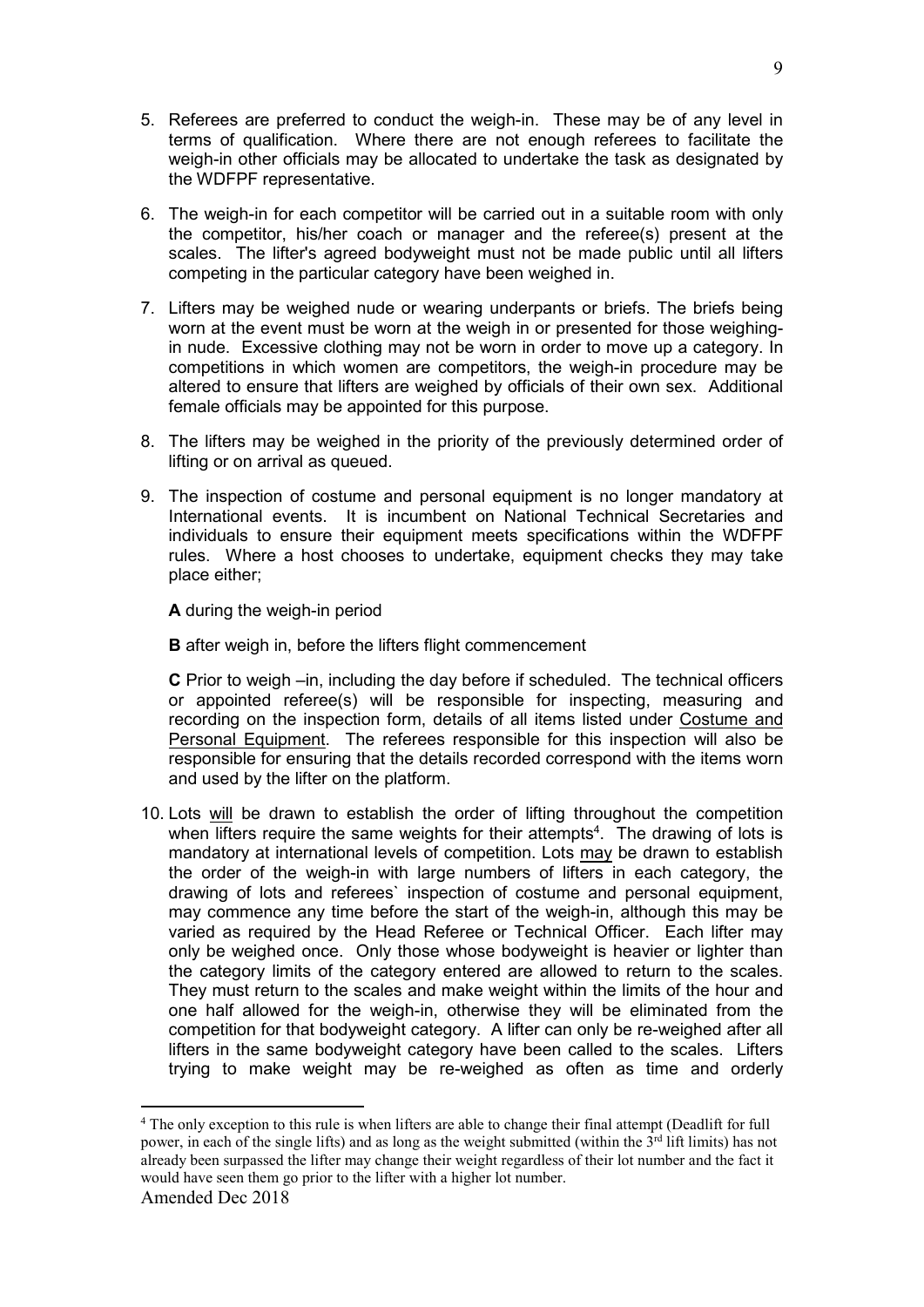5. Referees are preferred to conduct the weigh-in. These may be of any level in terms of qualification. Where there are not enough referees to facilitate the weigh-in other officials may be allocated to undertake the task as designated by the WDFPF representative.

6. The weigh-in for each competitor will be carried out in a suitable room with only the competitor, his/her coach or manager and the referee(s) present at the scales. The lifter's agreed bodyweight must not be made public until all lifters competing in the particular category have been weighed in.

7. Lifters may be weighed nude or wearing underpants or briefs. The briefs being worn at the event must be worn at the weigh in or presented for those weighing-in nude. Excessive clothing may not be worn in order to move up a category. In competitions in which women are competitors, the weigh-in procedure may be altered to ensure that lifters are weighed by officials of their own sex. Additional female officials may be appointed for this purpose.

8. The lifters may be weighed in the priority of the previously determined order of lifting or on arrival as queued.

9. The inspection of costume and personal equipment is no longer mandatory at International events. It is incumbent on National Technical Secretaries and individuals to ensure their equipment meets specifications within the WDFPF rules. Where a host chooses to undertake, equipment checks they may take place either;

   **A** during the weigh-in period

   **B** after weigh in, before the lifters flight commencement

   **C** Prior to weigh –in, including the day before if scheduled. The technical officers or appointed referee(s) will be responsible for inspecting, measuring and recording on the inspection form, details of all items listed under <u>Costume and Personal Equipment</u>. The referees responsible for this inspection will also be responsible for ensuring that the details recorded correspond with the items worn and used by the lifter on the platform.

10. Lots <u>will</u> be drawn to establish the order of lifting throughout the competition when lifters require the same weights for their attempts[4]. The drawing of lots is mandatory at international levels of competition. Lots <u>may</u> be drawn to establish the order of the weigh-in with large numbers of lifters in each category, the drawing of lots and referees` inspection of costume and personal equipment, may commence any time before the start of the weigh-in, although this may be varied as required by the Head Referee or Technical Officer. Each lifter may only be weighed once. Only those whose bodyweight is heavier or lighter than the category limits of the category entered are allowed to return to the scales. They must return to the scales and make weight within the limits of the hour and one half allowed for the weigh-in, otherwise they will be eliminated from the competition for that bodyweight category. A lifter can only be re-weighed after all lifters in the same bodyweight category have been called to the scales. Lifters trying to make weight may be re-weighed as often as time and orderly

---

[4] The only exception to this rule is when lifters are able to change their final attempt (Deadlift for full power, in each of the single lifts) and as long as the weight submitted (within the 3rd lift limits) has not already been surpassed the lifter may change their weight regardless of their lot number and the fact it would have seen them go prior to the lifter with a higher lot number.

Amended Dec 2018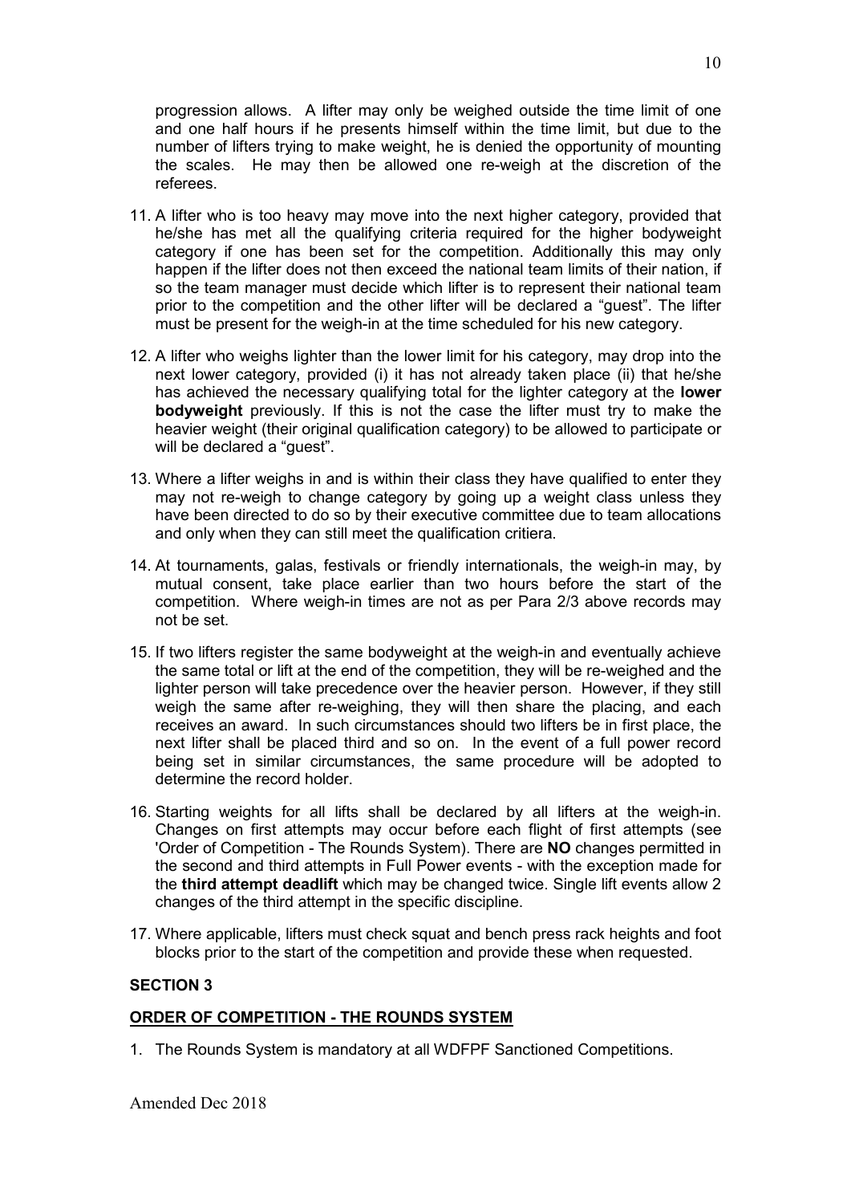progression allows. A lifter may only be weighed outside the time limit of one and one half hours if he presents himself within the time limit, but due to the number of lifters trying to make weight, he is denied the opportunity of mounting the scales. He may then be allowed one re-weigh at the discretion of the referees.

11. A lifter who is too heavy may move into the next higher category, provided that he/she has met all the qualifying criteria required for the higher bodyweight category if one has been set for the competition. Additionally this may only happen if the lifter does not then exceed the national team limits of their nation, if so the team manager must decide which lifter is to represent their national team prior to the competition and the other lifter will be declared a "guest". The lifter must be present for the weigh-in at the time scheduled for his new category.

12. A lifter who weighs lighter than the lower limit for his category, may drop into the next lower category, provided (i) it has not already taken place (ii) that he/she has achieved the necessary qualifying total for the lighter category at the **lower bodyweight** previously. If this is not the case the lifter must try to make the heavier weight (their original qualification category) to be allowed to participate or will be declared a "guest".

13. Where a lifter weighs in and is within their class they have qualified to enter they may not re-weigh to change category by going up a weight class unless they have been directed to do so by their executive committee due to team allocations and only when they can still meet the qualification critiera.

14. At tournaments, galas, festivals or friendly internationals, the weigh-in may, by mutual consent, take place earlier than two hours before the start of the competition. Where weigh-in times are not as per Para 2/3 above records may not be set.

15. If two lifters register the same bodyweight at the weigh-in and eventually achieve the same total or lift at the end of the competition, they will be re-weighed and the lighter person will take precedence over the heavier person. However, if they still weigh the same after re-weighing, they will then share the placing, and each receives an award. In such circumstances should two lifters be in first place, the next lifter shall be placed third and so on. In the event of a full power record being set in similar circumstances, the same procedure will be adopted to determine the record holder.

16. Starting weights for all lifts shall be declared by all lifters at the weigh-in. Changes on first attempts may occur before each flight of first attempts (see 'Order of Competition - The Rounds System). There are **NO** changes permitted in the second and third attempts in Full Power events - with the exception made for the **third attempt deadlift** which may be changed twice. Single lift events allow 2 changes of the third attempt in the specific discipline.

17. Where applicable, lifters must check squat and bench press rack heights and foot blocks prior to the start of the competition and provide these when requested.

## SECTION 3

## ORDER OF COMPETITION - THE ROUNDS SYSTEM

1. The Rounds System is mandatory at all WDFPF Sanctioned Competitions.

Amended Dec 2018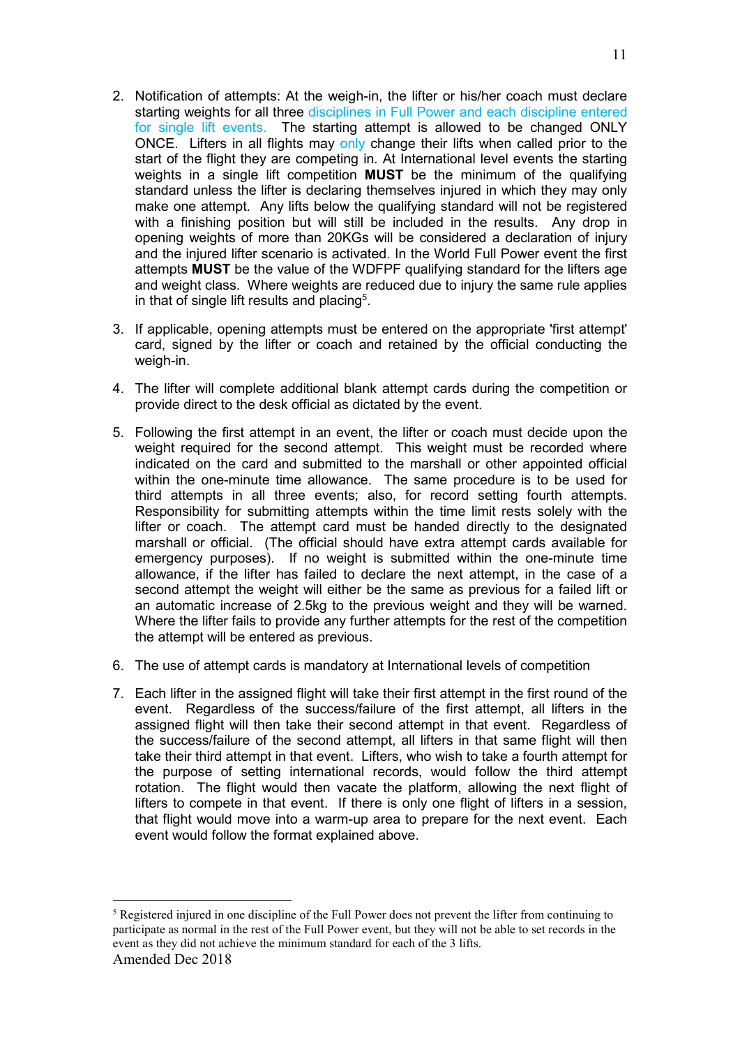2. Notification of attempts: At the weigh-in, the lifter or his/her coach must declare starting weights for all three disciplines in Full Power and each discipline entered for single lift events. The starting attempt is allowed to be changed ONLY ONCE. Lifters in all flights may only change their lifts when called prior to the start of the flight they are competing in. At International level events the starting weights in a single lift competition **MUST** be the minimum of the qualifying standard unless the lifter is declaring themselves injured in which they may only make one attempt. Any lifts below the qualifying standard will not be registered with a finishing position but will still be included in the results. Any drop in opening weights of more than 20KGs will be considered a declaration of injury and the injured lifter scenario is activated. In the World Full Power event the first attempts **MUST** be the value of the WDFPF qualifying standard for the lifters age and weight class. Where weights are reduced due to injury the same rule applies in that of single lift results and placing[5].

3. If applicable, opening attempts must be entered on the appropriate 'first attempt' card, signed by the lifter or coach and retained by the official conducting the weigh-in.

4. The lifter will complete additional blank attempt cards during the competition or provide direct to the desk official as dictated by the event.

5. Following the first attempt in an event, the lifter or coach must decide upon the weight required for the second attempt. This weight must be recorded where indicated on the card and submitted to the marshall or other appointed official within the one-minute time allowance. The same procedure is to be used for third attempts in all three events; also, for record setting fourth attempts. Responsibility for submitting attempts within the time limit rests solely with the lifter or coach. The attempt card must be handed directly to the designated marshall or official. (The official should have extra attempt cards available for emergency purposes). If no weight is submitted within the one-minute time allowance, if the lifter has failed to declare the next attempt, in the case of a second attempt the weight will either be the same as previous for a failed lift or an automatic increase of 2.5kg to the previous weight and they will be warned. Where the lifter fails to provide any further attempts for the rest of the competition the attempt will be entered as previous.

6. The use of attempt cards is mandatory at International levels of competition

7. Each lifter in the assigned flight will take their first attempt in the first round of the event. Regardless of the success/failure of the first attempt, all lifters in the assigned flight will then take their second attempt in that event. Regardless of the success/failure of the second attempt, all lifters in that same flight will then take their third attempt in that event. Lifters, who wish to take a fourth attempt for the purpose of setting international records, would follow the third attempt rotation. The flight would then vacate the platform, allowing the next flight of lifters to compete in that event. If there is only one flight of lifters in a session, that flight would move into a warm-up area to prepare for the next event. Each event would follow the format explained above.

---

[5] Registered injured in one discipline of the Full Power does not prevent the lifter from continuing to participate as normal in the rest of the Full Power event, but they will not be able to set records in the event as they did not achieve the minimum standard for each of the 3 lifts.

Amended Dec 2018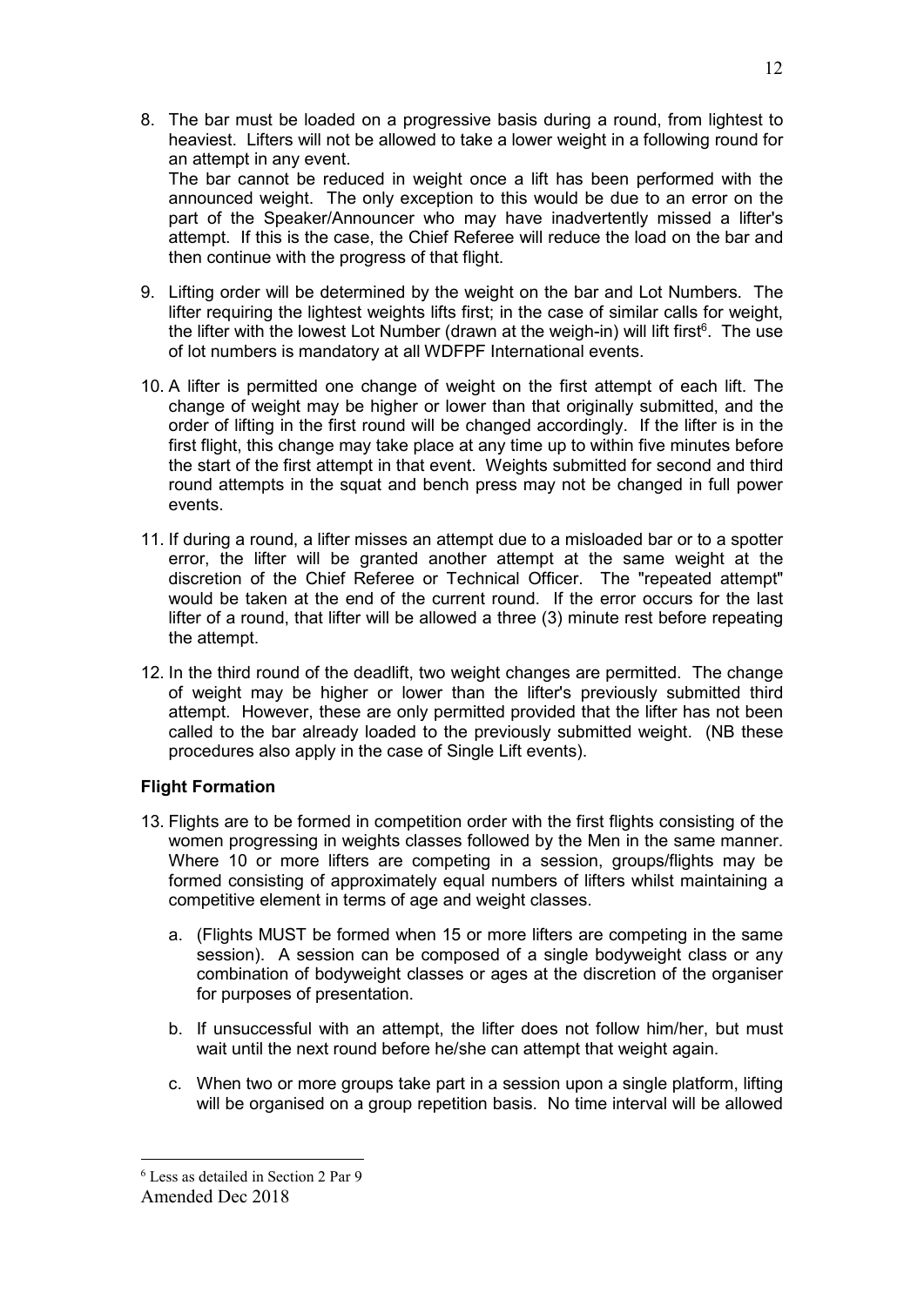8. The bar must be loaded on a progressive basis during a round, from lightest to heaviest. Lifters will not be allowed to take a lower weight in a following round for an attempt in any event.
   The bar cannot be reduced in weight once a lift has been performed with the announced weight. The only exception to this would be due to an error on the part of the Speaker/Announcer who may have inadvertently missed a lifter's attempt. If this is the case, the Chief Referee will reduce the load on the bar and then continue with the progress of that flight.

9. Lifting order will be determined by the weight on the bar and Lot Numbers. The lifter requiring the lightest weights lifts first; in the case of similar calls for weight, the lifter with the lowest Lot Number (drawn at the weigh-in) will lift first[6]. The use of lot numbers is mandatory at all WDFPF International events.

10. A lifter is permitted one change of weight on the first attempt of each lift. The change of weight may be higher or lower than that originally submitted, and the order of lifting in the first round will be changed accordingly. If the lifter is in the first flight, this change may take place at any time up to within five minutes before the start of the first attempt in that event. Weights submitted for second and third round attempts in the squat and bench press may not be changed in full power events.

11. If during a round, a lifter misses an attempt due to a misloaded bar or to a spotter error, the lifter will be granted another attempt at the same weight at the discretion of the Chief Referee or Technical Officer. The "repeated attempt" would be taken at the end of the current round. If the error occurs for the last lifter of a round, that lifter will be allowed a three (3) minute rest before repeating the attempt.

12. In the third round of the deadlift, two weight changes are permitted. The change of weight may be higher or lower than the lifter's previously submitted third attempt. However, these are only permitted provided that the lifter has not been called to the bar already loaded to the previously submitted weight. (NB these procedures also apply in the case of Single Lift events).

**Flight Formation**

13. Flights are to be formed in competition order with the first flights consisting of the women progressing in weights classes followed by the Men in the same manner. Where 10 or more lifters are competing in a session, groups/flights may be formed consisting of approximately equal numbers of lifters whilst maintaining a competitive element in terms of age and weight classes.

    a. (Flights MUST be formed when 15 or more lifters are competing in the same session). A session can be composed of a single bodyweight class or any combination of bodyweight classes or ages at the discretion of the organiser for purposes of presentation.

    b. If unsuccessful with an attempt, the lifter does not follow him/her, but must wait until the next round before he/she can attempt that weight again.

    c. When two or more groups take part in a session upon a single platform, lifting will be organised on a group repetition basis. No time interval will be allowed

[6] Less as detailed in Section 2 Par 9

Amended Dec 2018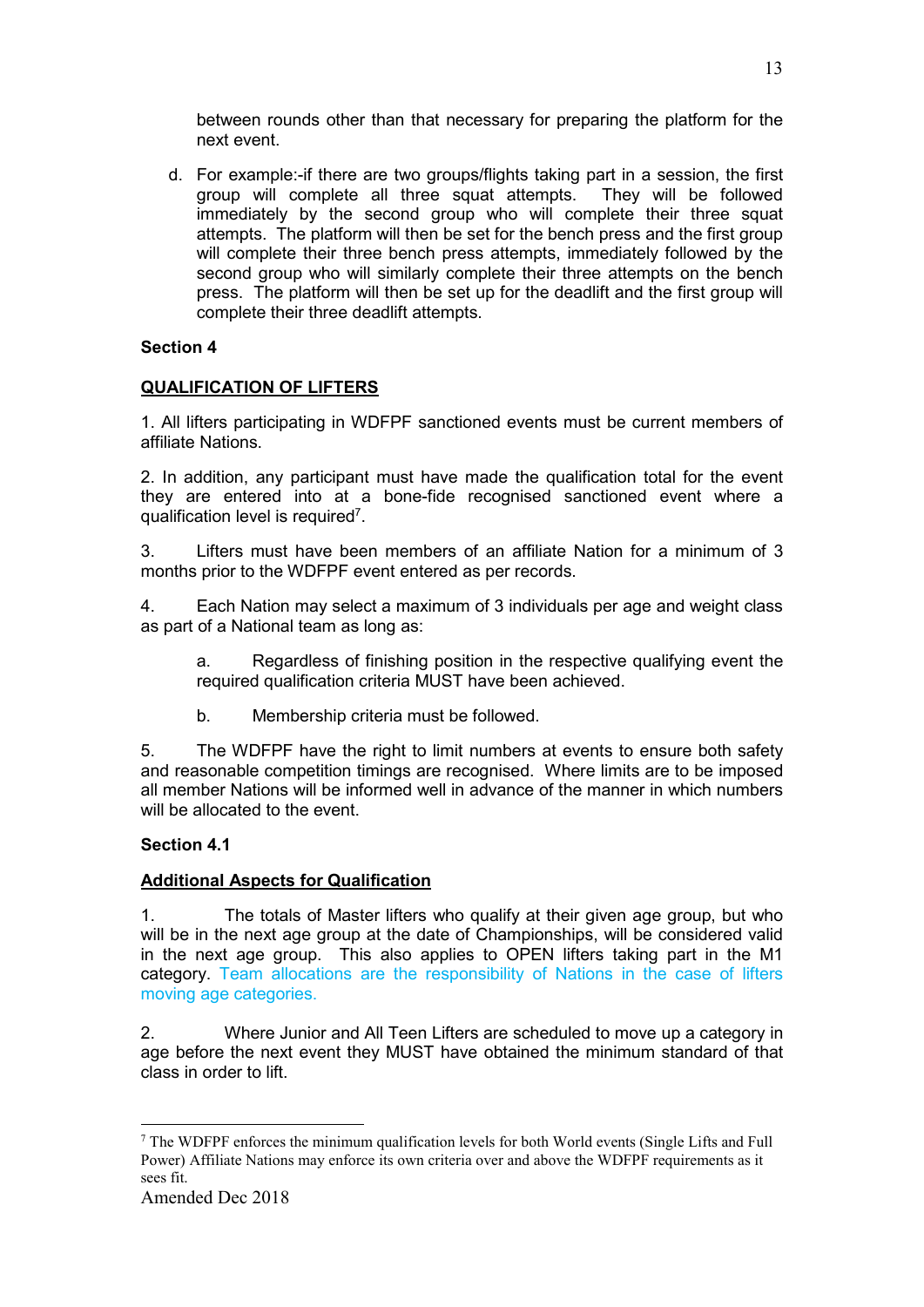between rounds other than that necessary for preparing the platform for the next event.

d. For example:-if there are two groups/flights taking part in a session, the first group will complete all three squat attempts. They will be followed immediately by the second group who will complete their three squat attempts. The platform will then be set for the bench press and the first group will complete their three bench press attempts, immediately followed by the second group who will similarly complete their three attempts on the bench press. The platform will then be set up for the deadlift and the first group will complete their three deadlift attempts.

**Section 4**

**QUALIFICATION OF LIFTERS**

1. All lifters participating in WDFPF sanctioned events must be current members of affiliate Nations.

2. In addition, any participant must have made the qualification total for the event they are entered into at a bone-fide recognised sanctioned event where a qualification level is required[7].

3. Lifters must have been members of an affiliate Nation for a minimum of 3 months prior to the WDFPF event entered as per records.

4. Each Nation may select a maximum of 3 individuals per age and weight class as part of a National team as long as:

   a. Regardless of finishing position in the respective qualifying event the required qualification criteria MUST have been achieved.

   b. Membership criteria must be followed.

5. The WDFPF have the right to limit numbers at events to ensure both safety and reasonable competition timings are recognised. Where limits are to be imposed all member Nations will be informed well in advance of the manner in which numbers will be allocated to the event.

**Section 4.1**

**Additional Aspects for Qualification**

1. The totals of Master lifters who qualify at their given age group, but who will be in the next age group at the date of Championships, will be considered valid in the next age group. This also applies to OPEN lifters taking part in the M1 category. Team allocations are the responsibility of Nations in the case of lifters moving age categories.

2. Where Junior and All Teen Lifters are scheduled to move up a category in age before the next event they MUST have obtained the minimum standard of that class in order to lift.

---

[7] The WDFPF enforces the minimum qualification levels for both World events (Single Lifts and Full Power) Affiliate Nations may enforce its own criteria over and above the WDFPF requirements as it sees fit.

Amended Dec 2018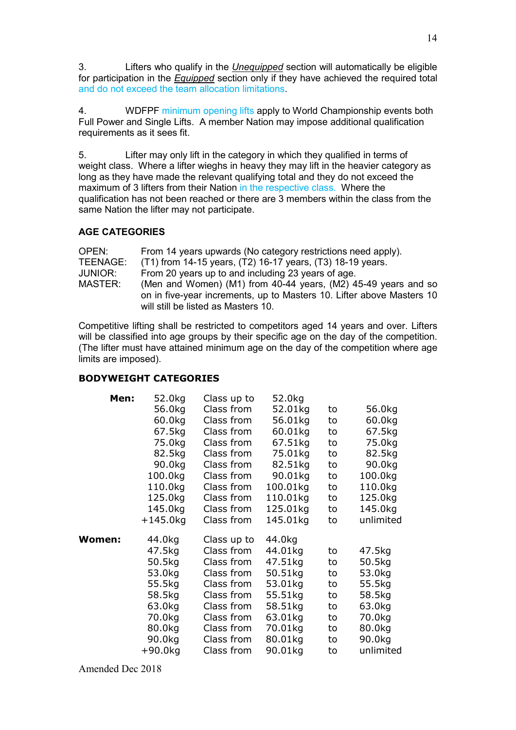3. Lifters who qualify in the ***Unequipped*** section will automatically be eligible for participation in the ***Equipped*** section only if they have achieved the required total and do not exceed the team allocation limitations.

4. WDFPF minimum opening lifts apply to World Championship events both Full Power and Single Lifts. A member Nation may impose additional qualification requirements as it sees fit.

5. Lifter may only lift in the category in which they qualified in terms of weight class. Where a lifter wieghs in heavy they may lift in the heavier category as long as they have made the relevant qualifying total and they do not exceed the maximum of 3 lifters from their Nation in the respective class. Where the qualification has not been reached or there are 3 members within the class from the same Nation the lifter may not participate.

## AGE CATEGORIES

| | |
|---|---|
| OPEN: | From 14 years upwards (No category restrictions need apply). |
| TEENAGE: | (T1) from 14-15 years, (T2) 16-17 years, (T3) 18-19 years. |
| JUNIOR: | From 20 years up to and including 23 years of age. |
| MASTER: | (Men and Women) (M1) from 40-44 years, (M2) 45-49 years and so on in five-year increments, up to Masters 10. Lifter above Masters 10 will still be listed as Masters 10. |

Competitive lifting shall be restricted to competitors aged 14 years and over. Lifters will be classified into age groups by their specific age on the day of the competition. (The lifter must have attained minimum age on the day of the competition where age limits are imposed).

## BODYWEIGHT CATEGORIES

| | | | | | |
|---|---|---|---|---|---|
| **Men:** | 52.0kg | Class up to | 52.0kg | | |
| | 56.0kg | Class from | 52.01kg | to | 56.0kg |
| | 60.0kg | Class from | 56.01kg | to | 60.0kg |
| | 67.5kg | Class from | 60.01kg | to | 67.5kg |
| | 75.0kg | Class from | 67.51kg | to | 75.0kg |
| | 82.5kg | Class from | 75.01kg | to | 82.5kg |
| | 90.0kg | Class from | 82.51kg | to | 90.0kg |
| | 100.0kg | Class from | 90.01kg | to | 100.0kg |
| | 110.0kg | Class from | 100.01kg | to | 110.0kg |
| | 125.0kg | Class from | 110.01kg | to | 125.0kg |
| | 145.0kg | Class from | 125.01kg | to | 145.0kg |
| | +145.0kg | Class from | 145.01kg | to | unlimited |
| **Women:** | 44.0kg | Class up to | 44.0kg | | |
| | 47.5kg | Class from | 44.01kg | to | 47.5kg |
| | 50.5kg | Class from | 47.51kg | to | 50.5kg |
| | 53.0kg | Class from | 50.51kg | to | 53.0kg |
| | 55.5kg | Class from | 53.01kg | to | 55.5kg |
| | 58.5kg | Class from | 55.51kg | to | 58.5kg |
| | 63.0kg | Class from | 58.51kg | to | 63.0kg |
| | 70.0kg | Class from | 63.01kg | to | 70.0kg |
| | 80.0kg | Class from | 70.01kg | to | 80.0kg |
| | 90.0kg | Class from | 80.01kg | to | 90.0kg |
| | +90.0kg | Class from | 90.01kg | to | unlimited |

Amended Dec 2018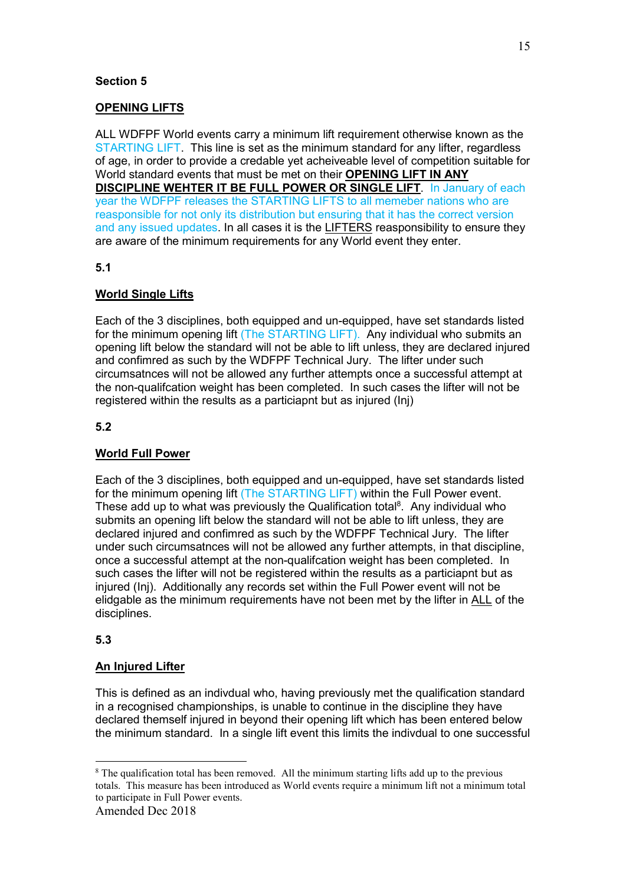**Section 5**

**OPENING LIFTS**

ALL WDFPF World events carry a minimum lift requirement otherwise known as the STARTING LIFT. This line is set as the minimum standard for any lifter, regardless of age, in order to provide a credable yet acheiveable level of competition suitable for World standard events that must be met on their **OPENING LIFT IN ANY DISCIPLINE WEHTER IT BE FULL POWER OR SINGLE LIFT**. In January of each year the WDFPF releases the STARTING LIFTS to all memeber nations who are reasponsible for not only its distribution but ensuring that it has the correct version and any issued updates. In all cases it is the LIFTERS reasponsibility to ensure they are aware of the minimum requirements for any World event they enter.

**5.1**

**World Single Lifts**

Each of the 3 disciplines, both equipped and un-equipped, have set standards listed for the minimum opening lift (The STARTING LIFT). Any individual who submits an opening lift below the standard will not be able to lift unless, they are declared injured and confimred as such by the WDFPF Technical Jury. The lifter under such circumsatnces will not be allowed any further attempts once a successful attempt at the non-qualifcation weight has been completed. In such cases the lifter will not be registered within the results as a particiapnt but as injured (Inj)

**5.2**

**World Full Power**

Each of the 3 disciplines, both equipped and un-equipped, have set standards listed for the minimum opening lift (The STARTING LIFT) within the Full Power event. These add up to what was previously the Qualification total[8]. Any individual who submits an opening lift below the standard will not be able to lift unless, they are declared injured and confimred as such by the WDFPF Technical Jury. The lifter under such circumsatnces will not be allowed any further attempts, in that discipline, once a successful attempt at the non-qualifcation weight has been completed. In such cases the lifter will not be registered within the results as a particiapnt but as injured (Inj). Additionally any records set within the Full Power event will not be elidgable as the minimum requirements have not been met by the lifter in ALL of the disciplines.

**5.3**

**An Injured Lifter**

This is defined as an indivdual who, having previously met the qualification standard in a recognised championships, is unable to continue in the discipline they have declared themself injured in beyond their opening lift which has been entered below the minimum standard. In a single lift event this limits the indivdual to one successful

[8] The qualification total has been removed. All the minimum starting lifts add up to the previous totals. This measure has been introduced as World events require a minimum lift not a minimum total to participate in Full Power events.

Amended Dec 2018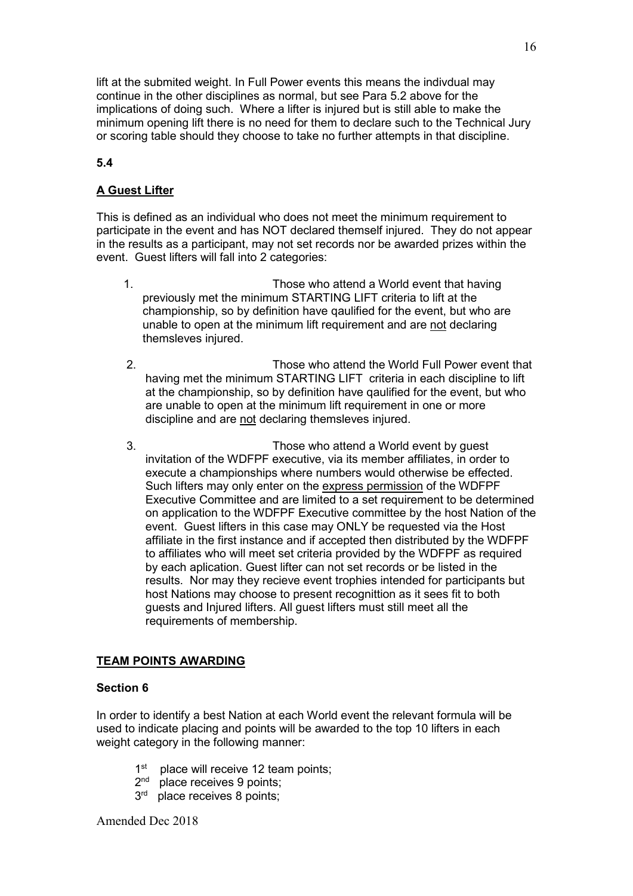lift at the submited weight. In Full Power events this means the indivdual may continue in the other disciplines as normal, but see Para 5.2 above for the implications of doing such. Where a lifter is injured but is still able to make the minimum opening lift there is no need for them to declare such to the Technical Jury or scoring table should they choose to take no further attempts in that discipline.

**5.4**

**A Guest Lifter**

This is defined as an individual who does not meet the minimum requirement to participate in the event and has NOT declared themself injured. They do not appear in the results as a participant, may not set records nor be awarded prizes within the event. Guest lifters will fall into 2 categories:

1. Those who attend a World event that having previously met the minimum STARTING LIFT criteria to lift at the championship, so by definition have qaulified for the event, but who are unable to open at the minimum lift requirement and are not declaring themsleves injured.

2. Those who attend the World Full Power event that having met the minimum STARTING LIFT criteria in each discipline to lift at the championship, so by definition have qaulified for the event, but who are unable to open at the minimum lift requirement in one or more discipline and are not declaring themsleves injured.

3. Those who attend a World event by guest invitation of the WDFPF executive, via its member affiliates, in order to execute a championships where numbers would otherwise be effected. Such lifters may only enter on the express permission of the WDFPF Executive Committee and are limited to a set requirement to be determined on application to the WDFPF Executive committee by the host Nation of the event. Guest lifters in this case may ONLY be requested via the Host affiliate in the first instance and if accepted then distributed by the WDFPF to affiliates who will meet set criteria provided by the WDFPF as required by each aplication. Guest lifter can not set records or be listed in the results. Nor may they recieve event trophies intended for participants but host Nations may choose to present recognittion as it sees fit to both guests and Injured lifters. All guest lifters must still meet all the requirements of membership.

**TEAM POINTS AWARDING**

**Section 6**

In order to identify a best Nation at each World event the relevant formula will be used to indicate placing and points will be awarded to the top 10 lifters in each weight category in the following manner:

- 1st place will receive 12 team points;
- 2nd place receives 9 points;
- 3rd place receives 8 points;

Amended Dec 2018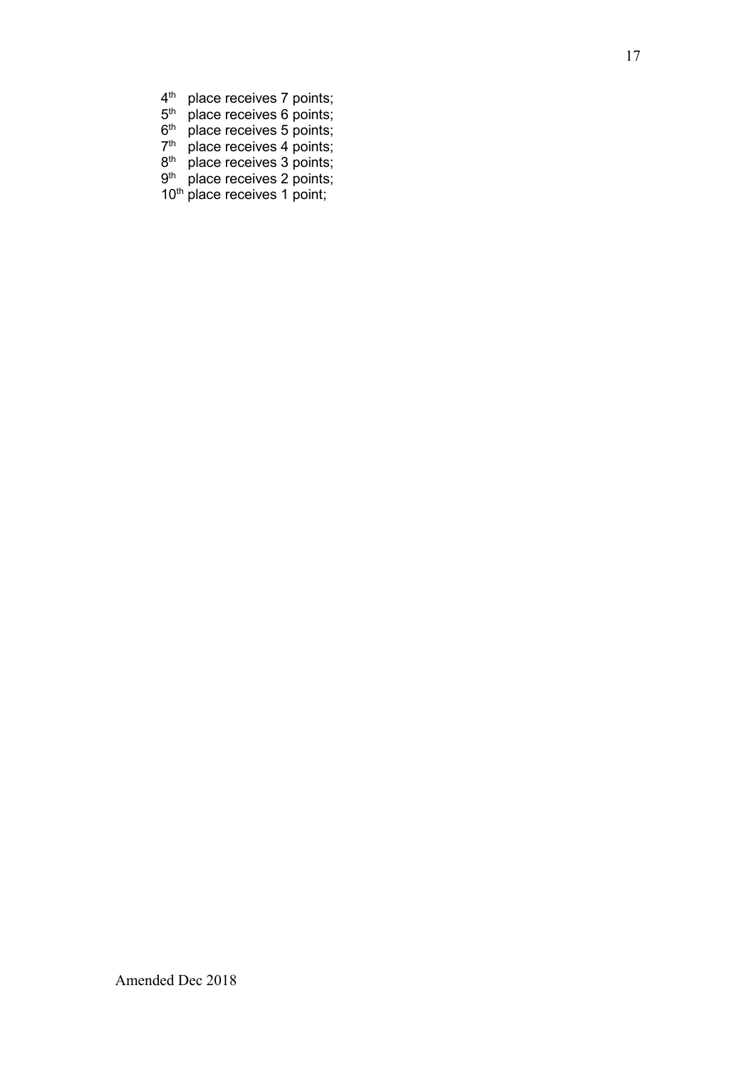4th place receives 7 points;
5th place receives 6 points;
6th place receives 5 points;
7th place receives 4 points;
8th place receives 3 points;
9th place receives 2 points;
10th place receives 1 point;

Amended Dec 2018